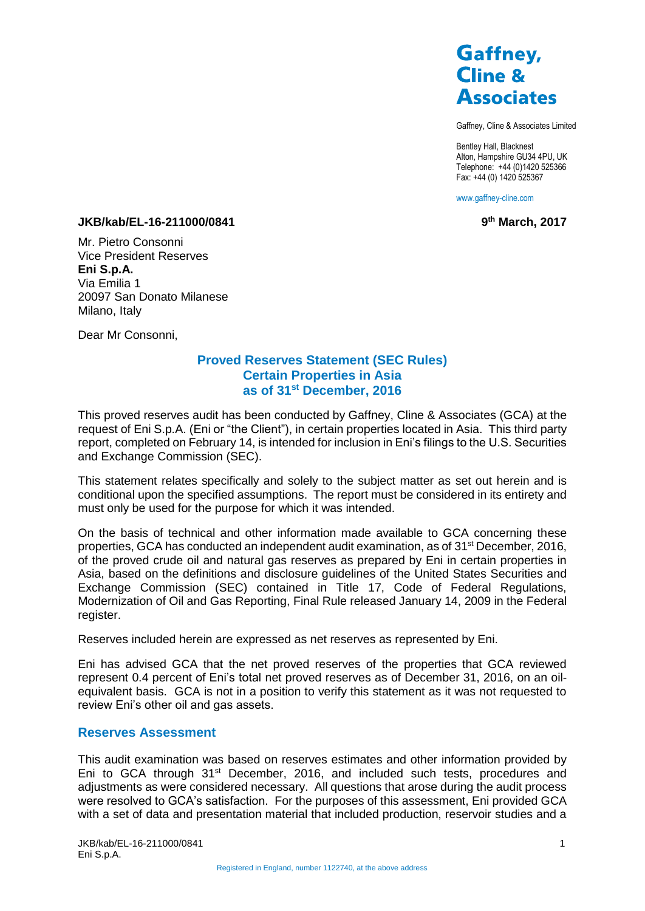**Gaffney, Cline & Associates**

Gaffney, Cline & Associates Limited

Bentley Hall, Blacknest
Alton, Hampshire GU34 4PU, UK
Telephone: +44 (0)1420 525366
Fax: +44 (0) 1420 525367

www.gaffney-cline.com

**JKB/kab/EL-16-211000/0841** **9th March, 2017**

Mr. Pietro Consonni
Vice President Reserves
**Eni S.p.A.**
Via Emilia 1
20097 San Donato Milanese
Milano, Italy

Dear Mr Consonni,

## Proved Reserves Statement (SEC Rules)
## Certain Properties in Asia
## as of 31st December, 2016

This proved reserves audit has been conducted by Gaffney, Cline & Associates (GCA) at the request of Eni S.p.A. (Eni or "the Client"), in certain properties located in Asia. This third party report, completed on February 14, is intended for inclusion in Eni's filings to the U.S. Securities and Exchange Commission (SEC).

This statement relates specifically and solely to the subject matter as set out herein and is conditional upon the specified assumptions. The report must be considered in its entirety and must only be used for the purpose for which it was intended.

On the basis of technical and other information made available to GCA concerning these properties, GCA has conducted an independent audit examination, as of 31st December, 2016, of the proved crude oil and natural gas reserves as prepared by Eni in certain properties in Asia, based on the definitions and disclosure guidelines of the United States Securities and Exchange Commission (SEC) contained in Title 17, Code of Federal Regulations, Modernization of Oil and Gas Reporting, Final Rule released January 14, 2009 in the Federal register.

Reserves included herein are expressed as net reserves as represented by Eni.

Eni has advised GCA that the net proved reserves of the properties that GCA reviewed represent 0.4 percent of Eni's total net proved reserves as of December 31, 2016, on an oil-equivalent basis. GCA is not in a position to verify this statement as it was not requested to review Eni's other oil and gas assets.

### Reserves Assessment

This audit examination was based on reserves estimates and other information provided by Eni to GCA through 31st December, 2016, and included such tests, procedures and adjustments as were considered necessary. All questions that arose during the audit process were resolved to GCA's satisfaction. For the purposes of this assessment, Eni provided GCA with a set of data and presentation material that included production, reservoir studies and a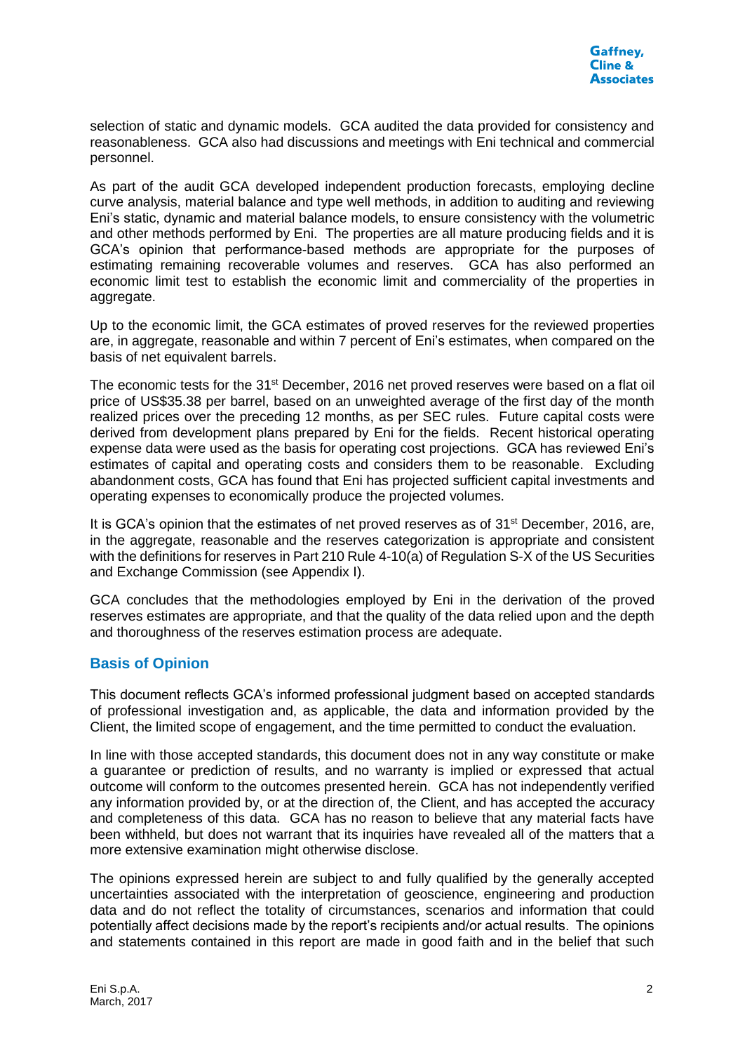selection of static and dynamic models. GCA audited the data provided for consistency and reasonableness. GCA also had discussions and meetings with Eni technical and commercial personnel.

As part of the audit GCA developed independent production forecasts, employing decline curve analysis, material balance and type well methods, in addition to auditing and reviewing Eni's static, dynamic and material balance models, to ensure consistency with the volumetric and other methods performed by Eni. The properties are all mature producing fields and it is GCA's opinion that performance-based methods are appropriate for the purposes of estimating remaining recoverable volumes and reserves. GCA has also performed an economic limit test to establish the economic limit and commerciality of the properties in aggregate.

Up to the economic limit, the GCA estimates of proved reserves for the reviewed properties are, in aggregate, reasonable and within 7 percent of Eni's estimates, when compared on the basis of net equivalent barrels.

The economic tests for the 31st December, 2016 net proved reserves were based on a flat oil price of US$35.38 per barrel, based on an unweighted average of the first day of the month realized prices over the preceding 12 months, as per SEC rules. Future capital costs were derived from development plans prepared by Eni for the fields. Recent historical operating expense data were used as the basis for operating cost projections. GCA has reviewed Eni's estimates of capital and operating costs and considers them to be reasonable. Excluding abandonment costs, GCA has found that Eni has projected sufficient capital investments and operating expenses to economically produce the projected volumes.

It is GCA's opinion that the estimates of net proved reserves as of 31st December, 2016, are, in the aggregate, reasonable and the reserves categorization is appropriate and consistent with the definitions for reserves in Part 210 Rule 4-10(a) of Regulation S-X of the US Securities and Exchange Commission (see Appendix I).

GCA concludes that the methodologies employed by Eni in the derivation of the proved reserves estimates are appropriate, and that the quality of the data relied upon and the depth and thoroughness of the reserves estimation process are adequate.

## Basis of Opinion

This document reflects GCA's informed professional judgment based on accepted standards of professional investigation and, as applicable, the data and information provided by the Client, the limited scope of engagement, and the time permitted to conduct the evaluation.

In line with those accepted standards, this document does not in any way constitute or make a guarantee or prediction of results, and no warranty is implied or expressed that actual outcome will conform to the outcomes presented herein. GCA has not independently verified any information provided by, or at the direction of, the Client, and has accepted the accuracy and completeness of this data. GCA has no reason to believe that any material facts have been withheld, but does not warrant that its inquiries have revealed all of the matters that a more extensive examination might otherwise disclose.

The opinions expressed herein are subject to and fully qualified by the generally accepted uncertainties associated with the interpretation of geoscience, engineering and production data and do not reflect the totality of circumstances, scenarios and information that could potentially affect decisions made by the report's recipients and/or actual results. The opinions and statements contained in this report are made in good faith and in the belief that such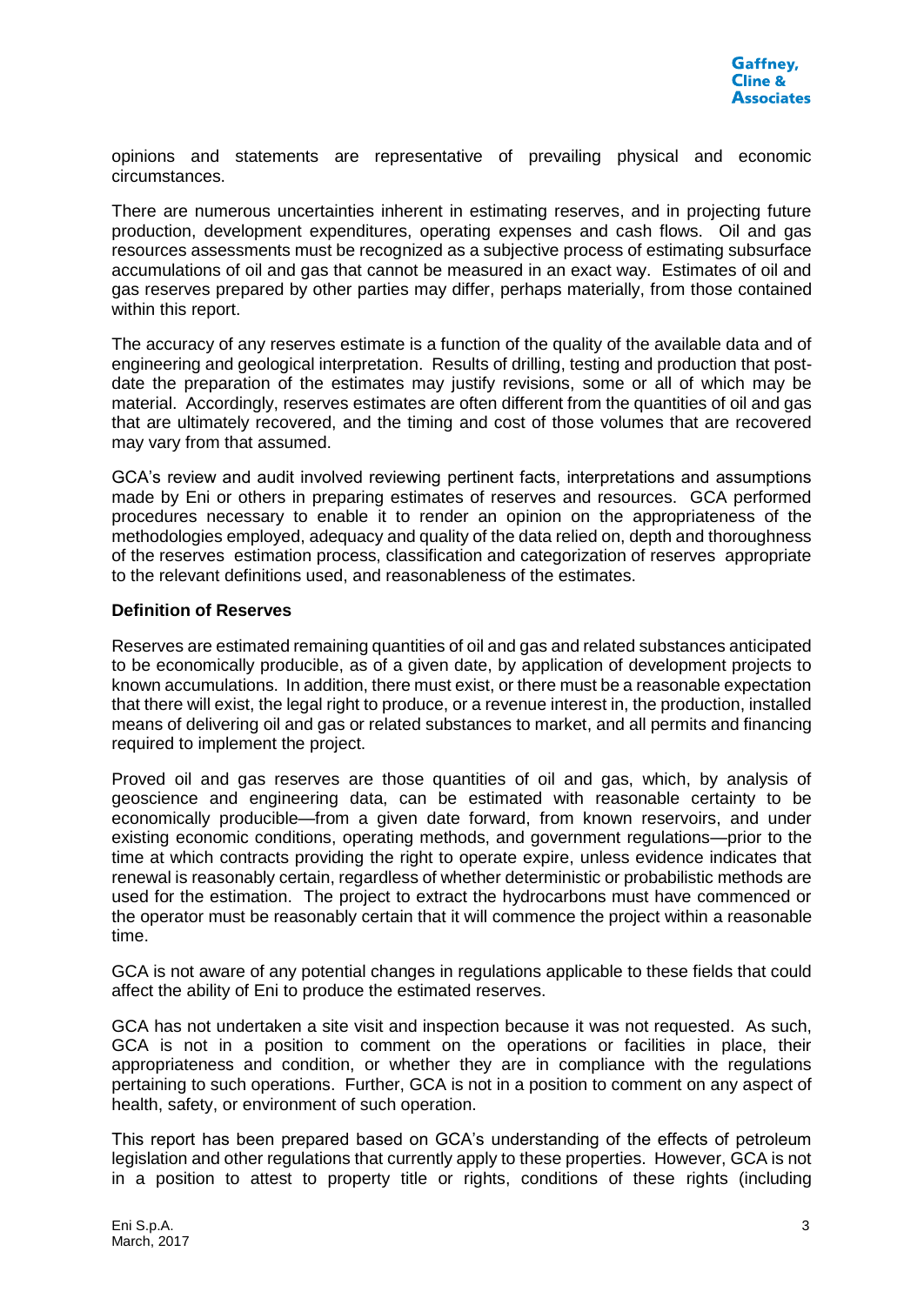opinions and statements are representative of prevailing physical and economic circumstances.

There are numerous uncertainties inherent in estimating reserves, and in projecting future production, development expenditures, operating expenses and cash flows. Oil and gas resources assessments must be recognized as a subjective process of estimating subsurface accumulations of oil and gas that cannot be measured in an exact way. Estimates of oil and gas reserves prepared by other parties may differ, perhaps materially, from those contained within this report.

The accuracy of any reserves estimate is a function of the quality of the available data and of engineering and geological interpretation. Results of drilling, testing and production that post-date the preparation of the estimates may justify revisions, some or all of which may be material. Accordingly, reserves estimates are often different from the quantities of oil and gas that are ultimately recovered, and the timing and cost of those volumes that are recovered may vary from that assumed.

GCA's review and audit involved reviewing pertinent facts, interpretations and assumptions made by Eni or others in preparing estimates of reserves and resources. GCA performed procedures necessary to enable it to render an opinion on the appropriateness of the methodologies employed, adequacy and quality of the data relied on, depth and thoroughness of the reserves estimation process, classification and categorization of reserves appropriate to the relevant definitions used, and reasonableness of the estimates.

**Definition of Reserves**

Reserves are estimated remaining quantities of oil and gas and related substances anticipated to be economically producible, as of a given date, by application of development projects to known accumulations. In addition, there must exist, or there must be a reasonable expectation that there will exist, the legal right to produce, or a revenue interest in, the production, installed means of delivering oil and gas or related substances to market, and all permits and financing required to implement the project.

Proved oil and gas reserves are those quantities of oil and gas, which, by analysis of geoscience and engineering data, can be estimated with reasonable certainty to be economically producible—from a given date forward, from known reservoirs, and under existing economic conditions, operating methods, and government regulations—prior to the time at which contracts providing the right to operate expire, unless evidence indicates that renewal is reasonably certain, regardless of whether deterministic or probabilistic methods are used for the estimation. The project to extract the hydrocarbons must have commenced or the operator must be reasonably certain that it will commence the project within a reasonable time.

GCA is not aware of any potential changes in regulations applicable to these fields that could affect the ability of Eni to produce the estimated reserves.

GCA has not undertaken a site visit and inspection because it was not requested. As such, GCA is not in a position to comment on the operations or facilities in place, their appropriateness and condition, or whether they are in compliance with the regulations pertaining to such operations. Further, GCA is not in a position to comment on any aspect of health, safety, or environment of such operation.

This report has been prepared based on GCA's understanding of the effects of petroleum legislation and other regulations that currently apply to these properties. However, GCA is not in a position to attest to property title or rights, conditions of these rights (including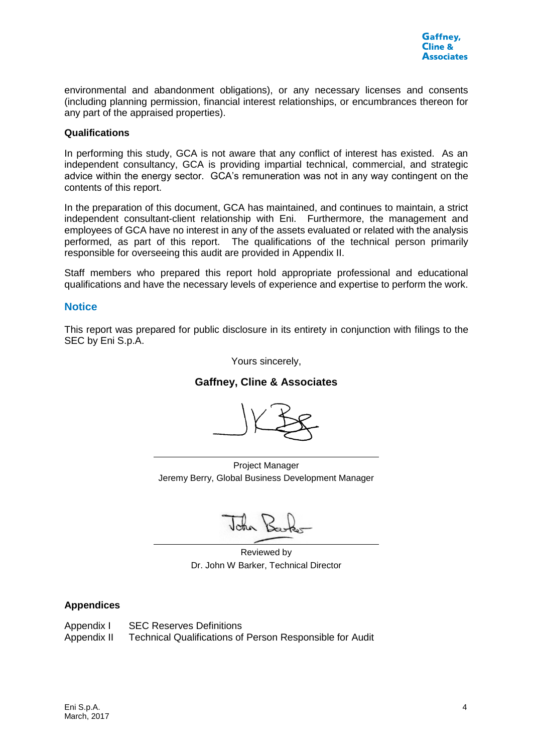environmental and abandonment obligations), or any necessary licenses and consents (including planning permission, financial interest relationships, or encumbrances thereon for any part of the appraised properties).

**Qualifications**

In performing this study, GCA is not aware that any conflict of interest has existed. As an independent consultancy, GCA is providing impartial technical, commercial, and strategic advice within the energy sector. GCA's remuneration was not in any way contingent on the contents of this report.

In the preparation of this document, GCA has maintained, and continues to maintain, a strict independent consultant-client relationship with Eni. Furthermore, the management and employees of GCA have no interest in any of the assets evaluated or related with the analysis performed, as part of this report. The qualifications of the technical person primarily responsible for overseeing this audit are provided in Appendix II.

Staff members who prepared this report hold appropriate professional and educational qualifications and have the necessary levels of experience and expertise to perform the work.

## Notice

This report was prepared for public disclosure in its entirety in conjunction with filings to the SEC by Eni S.p.A.

Yours sincerely,

**Gaffney, Cline & Associates**

Project Manager
Jeremy Berry, Global Business Development Manager

Reviewed by
Dr. John W Barker, Technical Director

**Appendices**

Appendix I SEC Reserves Definitions
Appendix II Technical Qualifications of Person Responsible for Audit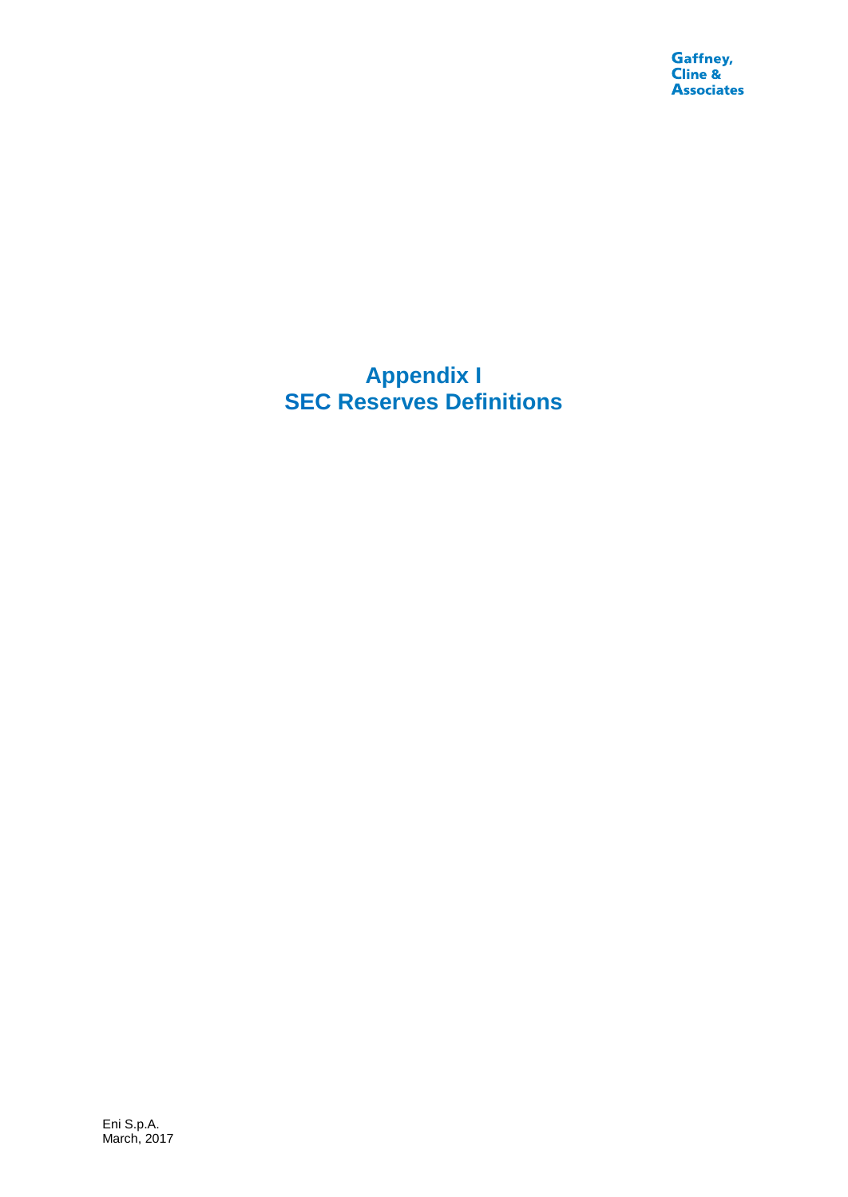# Appendix I
# SEC Reserves Definitions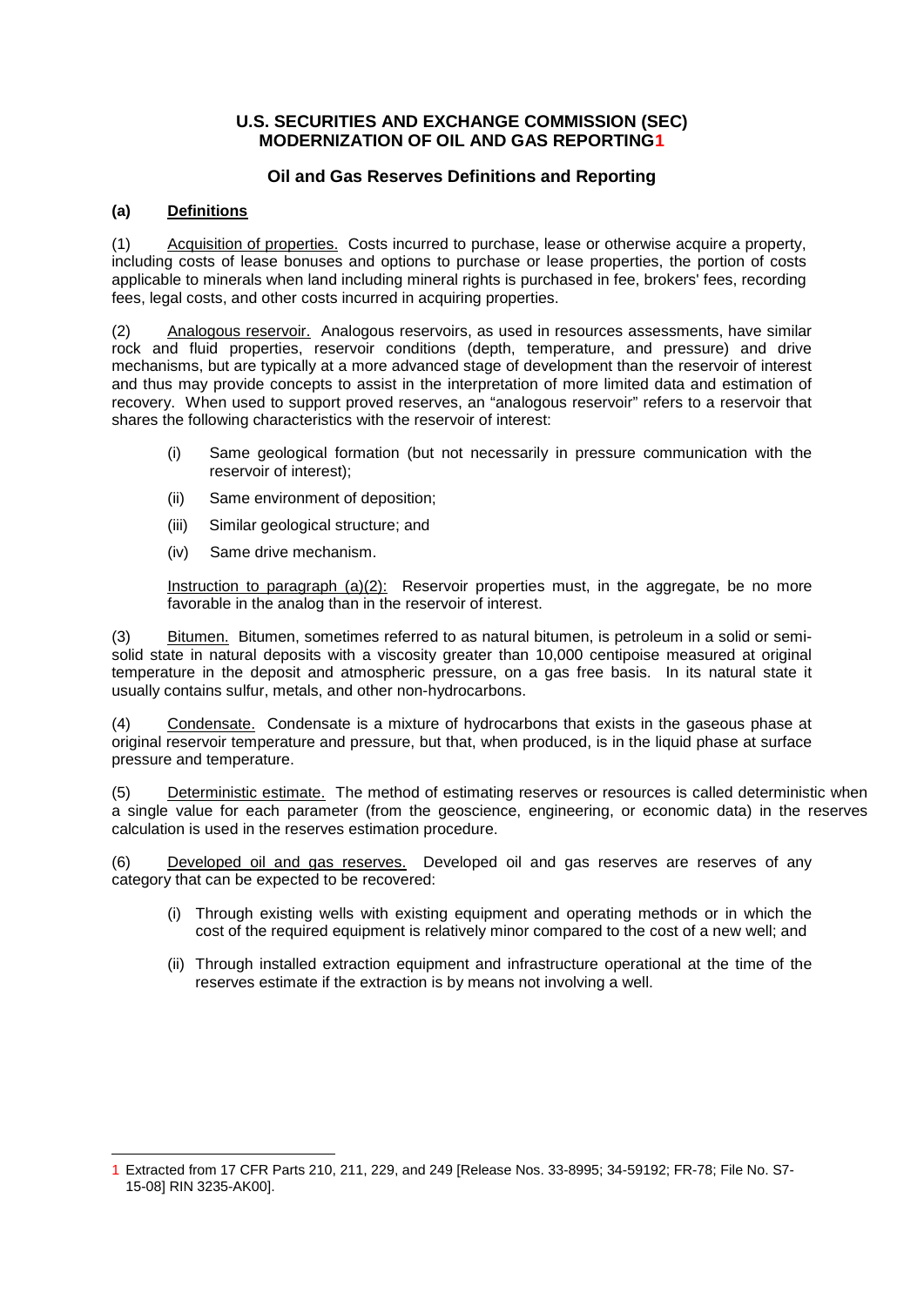# U.S. SECURITIES AND EXCHANGE COMMISSION (SEC) MODERNIZATION OF OIL AND GAS REPORTING[1]

## Oil and Gas Reserves Definitions and Reporting

### (a) Definitions

(1) Acquisition of properties. Costs incurred to purchase, lease or otherwise acquire a property, including costs of lease bonuses and options to purchase or lease properties, the portion of costs applicable to minerals when land including mineral rights is purchased in fee, brokers' fees, recording fees, legal costs, and other costs incurred in acquiring properties.

(2) Analogous reservoir. Analogous reservoirs, as used in resources assessments, have similar rock and fluid properties, reservoir conditions (depth, temperature, and pressure) and drive mechanisms, but are typically at a more advanced stage of development than the reservoir of interest and thus may provide concepts to assist in the interpretation of more limited data and estimation of recovery. When used to support proved reserves, an "analogous reservoir" refers to a reservoir that shares the following characteristics with the reservoir of interest:

- (i) Same geological formation (but not necessarily in pressure communication with the reservoir of interest);
- (ii) Same environment of deposition;
- (iii) Similar geological structure; and
- (iv) Same drive mechanism.

Instruction to paragraph (a)(2): Reservoir properties must, in the aggregate, be no more favorable in the analog than in the reservoir of interest.

(3) Bitumen. Bitumen, sometimes referred to as natural bitumen, is petroleum in a solid or semi-solid state in natural deposits with a viscosity greater than 10,000 centipoise measured at original temperature in the deposit and atmospheric pressure, on a gas free basis. In its natural state it usually contains sulfur, metals, and other non-hydrocarbons.

(4) Condensate. Condensate is a mixture of hydrocarbons that exists in the gaseous phase at original reservoir temperature and pressure, but that, when produced, is in the liquid phase at surface pressure and temperature.

(5) Deterministic estimate. The method of estimating reserves or resources is called deterministic when a single value for each parameter (from the geoscience, engineering, or economic data) in the reserves calculation is used in the reserves estimation procedure.

(6) Developed oil and gas reserves. Developed oil and gas reserves are reserves of any category that can be expected to be recovered:

- (i) Through existing wells with existing equipment and operating methods or in which the cost of the required equipment is relatively minor compared to the cost of a new well; and
- (ii) Through installed extraction equipment and infrastructure operational at the time of the reserves estimate if the extraction is by means not involving a well.

---

[1] Extracted from 17 CFR Parts 210, 211, 229, and 249 [Release Nos. 33-8995; 34-59192; FR-78; File No. S7-15-08] RIN 3235-AK00].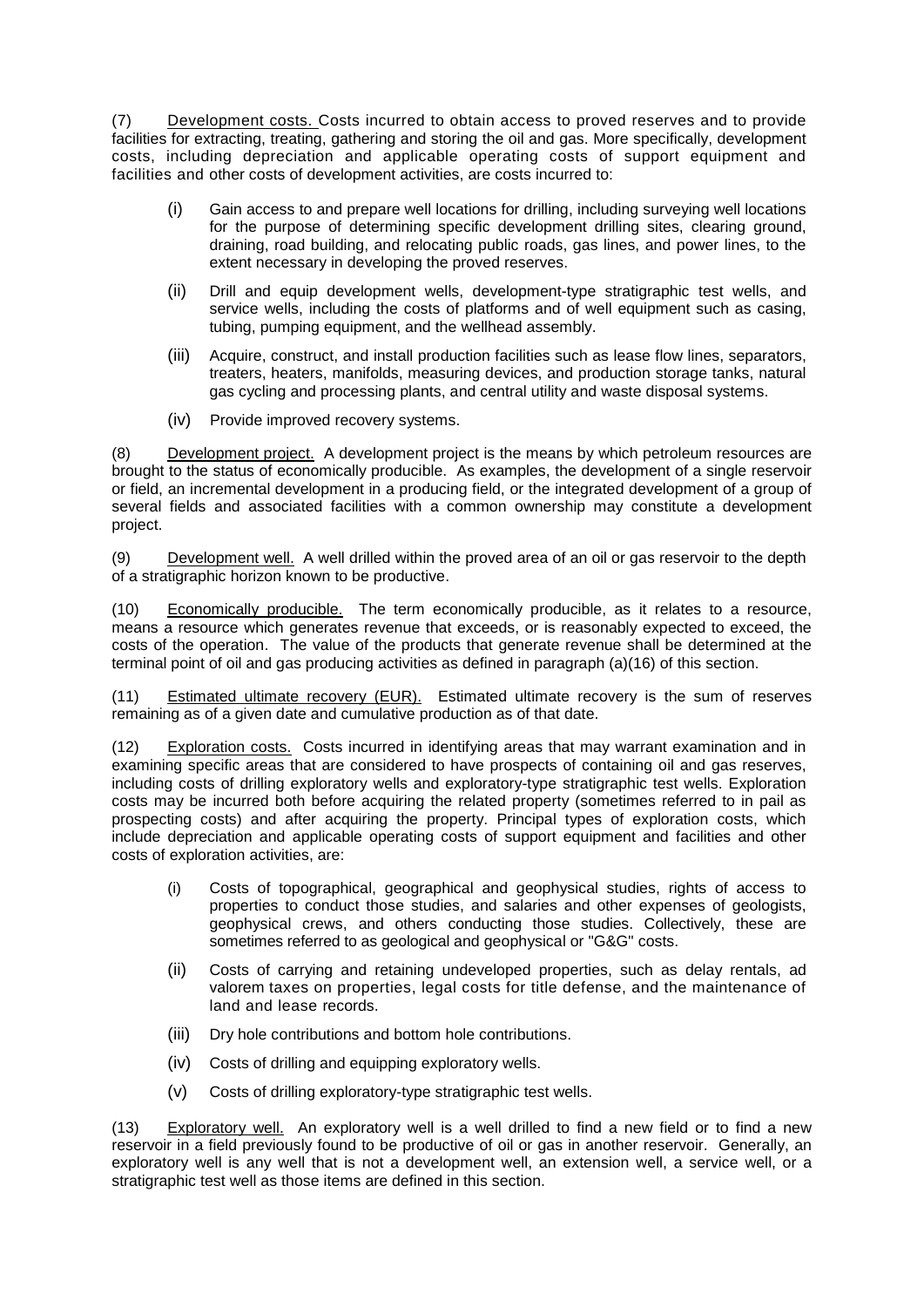(7) Development costs. Costs incurred to obtain access to proved reserves and to provide facilities for extracting, treating, gathering and storing the oil and gas. More specifically, development costs, including depreciation and applicable operating costs of support equipment and facilities and other costs of development activities, are costs incurred to:

- (i) Gain access to and prepare well locations for drilling, including surveying well locations for the purpose of determining specific development drilling sites, clearing ground, draining, road building, and relocating public roads, gas lines, and power lines, to the extent necessary in developing the proved reserves.
- (ii) Drill and equip development wells, development-type stratigraphic test wells, and service wells, including the costs of platforms and of well equipment such as casing, tubing, pumping equipment, and the wellhead assembly.
- (iii) Acquire, construct, and install production facilities such as lease flow lines, separators, treaters, heaters, manifolds, measuring devices, and production storage tanks, natural gas cycling and processing plants, and central utility and waste disposal systems.
- (iv) Provide improved recovery systems.

(8) Development project. A development project is the means by which petroleum resources are brought to the status of economically producible. As examples, the development of a single reservoir or field, an incremental development in a producing field, or the integrated development of a group of several fields and associated facilities with a common ownership may constitute a development project.

(9) Development well. A well drilled within the proved area of an oil or gas reservoir to the depth of a stratigraphic horizon known to be productive.

(10) Economically producible. The term economically producible, as it relates to a resource, means a resource which generates revenue that exceeds, or is reasonably expected to exceed, the costs of the operation. The value of the products that generate revenue shall be determined at the terminal point of oil and gas producing activities as defined in paragraph (a)(16) of this section.

(11) Estimated ultimate recovery (EUR). Estimated ultimate recovery is the sum of reserves remaining as of a given date and cumulative production as of that date.

(12) Exploration costs. Costs incurred in identifying areas that may warrant examination and in examining specific areas that are considered to have prospects of containing oil and gas reserves, including costs of drilling exploratory wells and exploratory-type stratigraphic test wells. Exploration costs may be incurred both before acquiring the related property (sometimes referred to in pail as prospecting costs) and after acquiring the property. Principal types of exploration costs, which include depreciation and applicable operating costs of support equipment and facilities and other costs of exploration activities, are:

- (i) Costs of topographical, geographical and geophysical studies, rights of access to properties to conduct those studies, and salaries and other expenses of geologists, geophysical crews, and others conducting those studies. Collectively, these are sometimes referred to as geological and geophysical or "G&G" costs.
- (ii) Costs of carrying and retaining undeveloped properties, such as delay rentals, ad valorem taxes on properties, legal costs for title defense, and the maintenance of land and lease records.
- (iii) Dry hole contributions and bottom hole contributions.
- (iv) Costs of drilling and equipping exploratory wells.
- (v) Costs of drilling exploratory-type stratigraphic test wells.

(13) Exploratory well. An exploratory well is a well drilled to find a new field or to find a new reservoir in a field previously found to be productive of oil or gas in another reservoir. Generally, an exploratory well is any well that is not a development well, an extension well, a service well, or a stratigraphic test well as those items are defined in this section.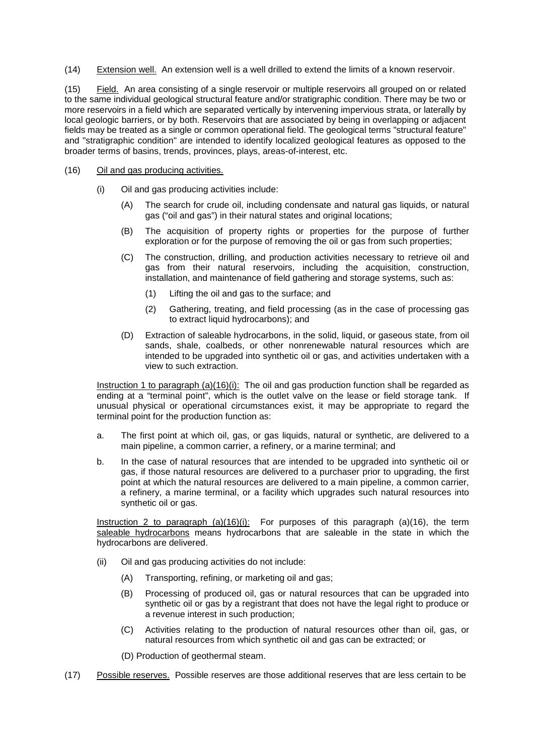(14) Extension well. An extension well is a well drilled to extend the limits of a known reservoir.

(15) Field. An area consisting of a single reservoir or multiple reservoirs all grouped on or related to the same individual geological structural feature and/or stratigraphic condition. There may be two or more reservoirs in a field which are separated vertically by intervening impervious strata, or laterally by local geologic barriers, or by both. Reservoirs that are associated by being in overlapping or adjacent fields may be treated as a single or common operational field. The geological terms "structural feature" and "stratigraphic condition" are intended to identify localized geological features as opposed to the broader terms of basins, trends, provinces, plays, areas-of-interest, etc.

(16) Oil and gas producing activities.

- (i) Oil and gas producing activities include:
  - (A) The search for crude oil, including condensate and natural gas liquids, or natural gas ("oil and gas") in their natural states and original locations;
  - (B) The acquisition of property rights or properties for the purpose of further exploration or for the purpose of removing the oil or gas from such properties;
  - (C) The construction, drilling, and production activities necessary to retrieve oil and gas from their natural reservoirs, including the acquisition, construction, installation, and maintenance of field gathering and storage systems, such as:
    - (1) Lifting the oil and gas to the surface; and
    - (2) Gathering, treating, and field processing (as in the case of processing gas to extract liquid hydrocarbons); and
  - (D) Extraction of saleable hydrocarbons, in the solid, liquid, or gaseous state, from oil sands, shale, coalbeds, or other nonrenewable natural resources which are intended to be upgraded into synthetic oil or gas, and activities undertaken with a view to such extraction.

  Instruction 1 to paragraph (a)(16)(i): The oil and gas production function shall be regarded as ending at a "terminal point", which is the outlet valve on the lease or field storage tank. If unusual physical or operational circumstances exist, it may be appropriate to regard the terminal point for the production function as:

  - a. The first point at which oil, gas, or gas liquids, natural or synthetic, are delivered to a main pipeline, a common carrier, a refinery, or a marine terminal; and
  - b. In the case of natural resources that are intended to be upgraded into synthetic oil or gas, if those natural resources are delivered to a purchaser prior to upgrading, the first point at which the natural resources are delivered to a main pipeline, a common carrier, a refinery, a marine terminal, or a facility which upgrades such natural resources into synthetic oil or gas.

  Instruction 2 to paragraph (a)(16)(i): For purposes of this paragraph (a)(16), the term saleable hydrocarbons means hydrocarbons that are saleable in the state in which the hydrocarbons are delivered.

- (ii) Oil and gas producing activities do not include:
  - (A) Transporting, refining, or marketing oil and gas;
  - (B) Processing of produced oil, gas or natural resources that can be upgraded into synthetic oil or gas by a registrant that does not have the legal right to produce or a revenue interest in such production;
  - (C) Activities relating to the production of natural resources other than oil, gas, or natural resources from which synthetic oil and gas can be extracted; or
  - (D) Production of geothermal steam.

(17) Possible reserves. Possible reserves are those additional reserves that are less certain to be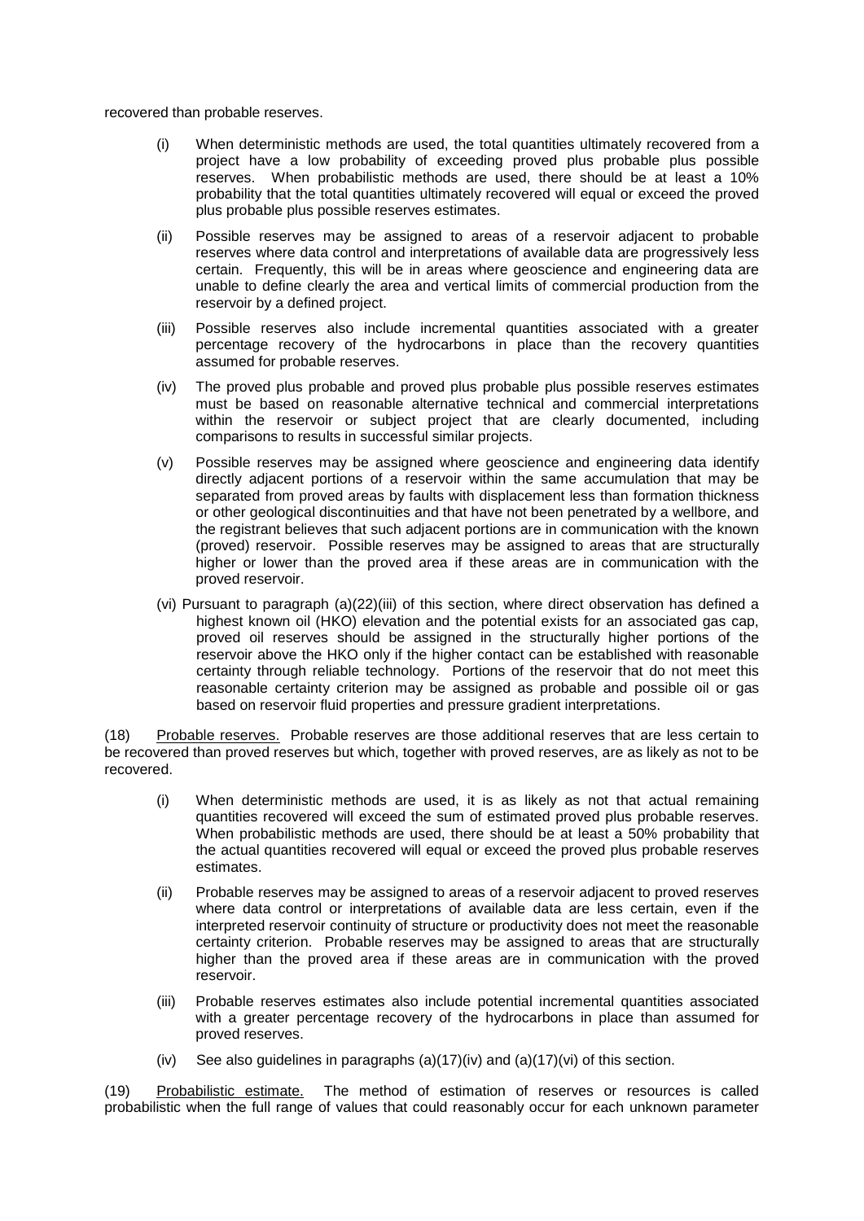recovered than probable reserves.

(i) When deterministic methods are used, the total quantities ultimately recovered from a project have a low probability of exceeding proved plus probable plus possible reserves. When probabilistic methods are used, there should be at least a 10% probability that the total quantities ultimately recovered will equal or exceed the proved plus probable plus possible reserves estimates.

(ii) Possible reserves may be assigned to areas of a reservoir adjacent to probable reserves where data control and interpretations of available data are progressively less certain. Frequently, this will be in areas where geoscience and engineering data are unable to define clearly the area and vertical limits of commercial production from the reservoir by a defined project.

(iii) Possible reserves also include incremental quantities associated with a greater percentage recovery of the hydrocarbons in place than the recovery quantities assumed for probable reserves.

(iv) The proved plus probable and proved plus probable plus possible reserves estimates must be based on reasonable alternative technical and commercial interpretations within the reservoir or subject project that are clearly documented, including comparisons to results in successful similar projects.

(v) Possible reserves may be assigned where geoscience and engineering data identify directly adjacent portions of a reservoir within the same accumulation that may be separated from proved areas by faults with displacement less than formation thickness or other geological discontinuities and that have not been penetrated by a wellbore, and the registrant believes that such adjacent portions are in communication with the known (proved) reservoir. Possible reserves may be assigned to areas that are structurally higher or lower than the proved area if these areas are in communication with the proved reservoir.

(vi) Pursuant to paragraph (a)(22)(iii) of this section, where direct observation has defined a highest known oil (HKO) elevation and the potential exists for an associated gas cap, proved oil reserves should be assigned in the structurally higher portions of the reservoir above the HKO only if the higher contact can be established with reasonable certainty through reliable technology. Portions of the reservoir that do not meet this reasonable certainty criterion may be assigned as probable and possible oil or gas based on reservoir fluid properties and pressure gradient interpretations.

(18) Probable reserves. Probable reserves are those additional reserves that are less certain to be recovered than proved reserves but which, together with proved reserves, are as likely as not to be recovered.

(i) When deterministic methods are used, it is as likely as not that actual remaining quantities recovered will exceed the sum of estimated proved plus probable reserves. When probabilistic methods are used, there should be at least a 50% probability that the actual quantities recovered will equal or exceed the proved plus probable reserves estimates.

(ii) Probable reserves may be assigned to areas of a reservoir adjacent to proved reserves where data control or interpretations of available data are less certain, even if the interpreted reservoir continuity of structure or productivity does not meet the reasonable certainty criterion. Probable reserves may be assigned to areas that are structurally higher than the proved area if these areas are in communication with the proved reservoir.

(iii) Probable reserves estimates also include potential incremental quantities associated with a greater percentage recovery of the hydrocarbons in place than assumed for proved reserves.

(iv) See also guidelines in paragraphs (a)(17)(iv) and (a)(17)(vi) of this section.

(19) Probabilistic estimate. The method of estimation of reserves or resources is called probabilistic when the full range of values that could reasonably occur for each unknown parameter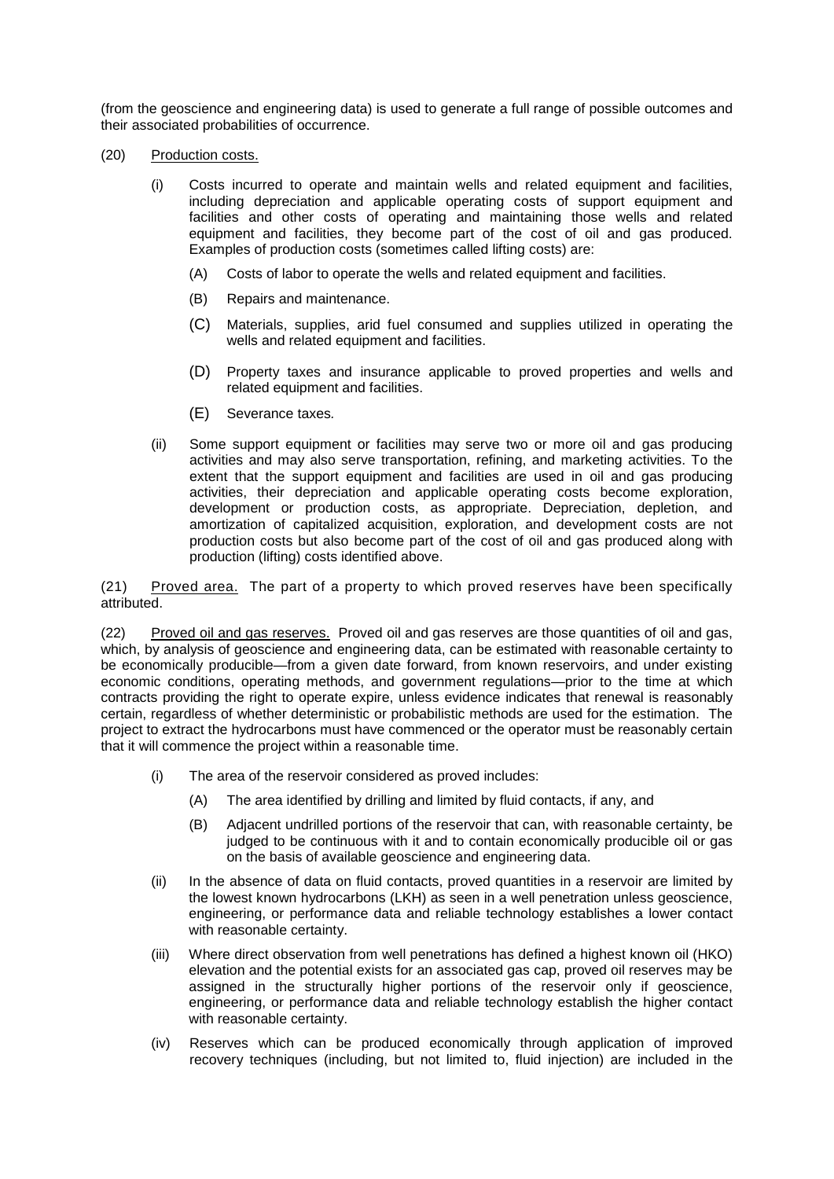(from the geoscience and engineering data) is used to generate a full range of possible outcomes and their associated probabilities of occurrence.

(20) Production costs.

- (i) Costs incurred to operate and maintain wells and related equipment and facilities, including depreciation and applicable operating costs of support equipment and facilities and other costs of operating and maintaining those wells and related equipment and facilities, they become part of the cost of oil and gas produced. Examples of production costs (sometimes called lifting costs) are:
  - (A) Costs of labor to operate the wells and related equipment and facilities.
  - (B) Repairs and maintenance.
  - (C) Materials, supplies, arid fuel consumed and supplies utilized in operating the wells and related equipment and facilities.
  - (D) Property taxes and insurance applicable to proved properties and wells and related equipment and facilities.
  - (E) Severance taxes.
- (ii) Some support equipment or facilities may serve two or more oil and gas producing activities and may also serve transportation, refining, and marketing activities. To the extent that the support equipment and facilities are used in oil and gas producing activities, their depreciation and applicable operating costs become exploration, development or production costs, as appropriate. Depreciation, depletion, and amortization of capitalized acquisition, exploration, and development costs are not production costs but also become part of the cost of oil and gas produced along with production (lifting) costs identified above.

(21) Proved area. The part of a property to which proved reserves have been specifically attributed.

(22) Proved oil and gas reserves. Proved oil and gas reserves are those quantities of oil and gas, which, by analysis of geoscience and engineering data, can be estimated with reasonable certainty to be economically producible—from a given date forward, from known reservoirs, and under existing economic conditions, operating methods, and government regulations—prior to the time at which contracts providing the right to operate expire, unless evidence indicates that renewal is reasonably certain, regardless of whether deterministic or probabilistic methods are used for the estimation. The project to extract the hydrocarbons must have commenced or the operator must be reasonably certain that it will commence the project within a reasonable time.

- (i) The area of the reservoir considered as proved includes:
  - (A) The area identified by drilling and limited by fluid contacts, if any, and
  - (B) Adjacent undrilled portions of the reservoir that can, with reasonable certainty, be judged to be continuous with it and to contain economically producible oil or gas on the basis of available geoscience and engineering data.
- (ii) In the absence of data on fluid contacts, proved quantities in a reservoir are limited by the lowest known hydrocarbons (LKH) as seen in a well penetration unless geoscience, engineering, or performance data and reliable technology establishes a lower contact with reasonable certainty.
- (iii) Where direct observation from well penetrations has defined a highest known oil (HKO) elevation and the potential exists for an associated gas cap, proved oil reserves may be assigned in the structurally higher portions of the reservoir only if geoscience, engineering, or performance data and reliable technology establish the higher contact with reasonable certainty.
- (iv) Reserves which can be produced economically through application of improved recovery techniques (including, but not limited to, fluid injection) are included in the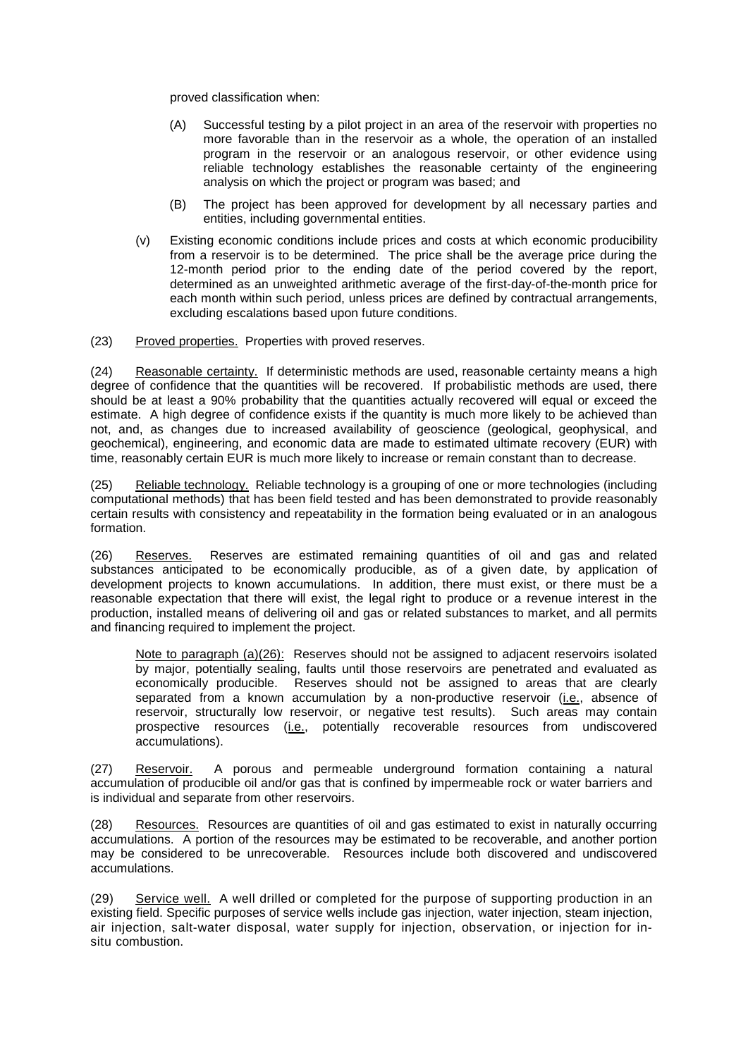proved classification when:

(A) Successful testing by a pilot project in an area of the reservoir with properties no more favorable than in the reservoir as a whole, the operation of an installed program in the reservoir or an analogous reservoir, or other evidence using reliable technology establishes the reasonable certainty of the engineering analysis on which the project or program was based; and

(B) The project has been approved for development by all necessary parties and entities, including governmental entities.

(v) Existing economic conditions include prices and costs at which economic producibility from a reservoir is to be determined. The price shall be the average price during the 12-month period prior to the ending date of the period covered by the report, determined as an unweighted arithmetic average of the first-day-of-the-month price for each month within such period, unless prices are defined by contractual arrangements, excluding escalations based upon future conditions.

(23) Proved properties. Properties with proved reserves.

(24) Reasonable certainty. If deterministic methods are used, reasonable certainty means a high degree of confidence that the quantities will be recovered. If probabilistic methods are used, there should be at least a 90% probability that the quantities actually recovered will equal or exceed the estimate. A high degree of confidence exists if the quantity is much more likely to be achieved than not, and, as changes due to increased availability of geoscience (geological, geophysical, and geochemical), engineering, and economic data are made to estimated ultimate recovery (EUR) with time, reasonably certain EUR is much more likely to increase or remain constant than to decrease.

(25) Reliable technology. Reliable technology is a grouping of one or more technologies (including computational methods) that has been field tested and has been demonstrated to provide reasonably certain results with consistency and repeatability in the formation being evaluated or in an analogous formation.

(26) Reserves. Reserves are estimated remaining quantities of oil and gas and related substances anticipated to be economically producible, as of a given date, by application of development projects to known accumulations. In addition, there must exist, or there must be a reasonable expectation that there will exist, the legal right to produce or a revenue interest in the production, installed means of delivering oil and gas or related substances to market, and all permits and financing required to implement the project.

Note to paragraph (a)(26): Reserves should not be assigned to adjacent reservoirs isolated by major, potentially sealing, faults until those reservoirs are penetrated and evaluated as economically producible. Reserves should not be assigned to areas that are clearly separated from a known accumulation by a non-productive reservoir (i.e., absence of reservoir, structurally low reservoir, or negative test results). Such areas may contain prospective resources (i.e., potentially recoverable resources from undiscovered accumulations).

(27) Reservoir. A porous and permeable underground formation containing a natural accumulation of producible oil and/or gas that is confined by impermeable rock or water barriers and is individual and separate from other reservoirs.

(28) Resources. Resources are quantities of oil and gas estimated to exist in naturally occurring accumulations. A portion of the resources may be estimated to be recoverable, and another portion may be considered to be unrecoverable. Resources include both discovered and undiscovered accumulations.

(29) Service well. A well drilled or completed for the purpose of supporting production in an existing field. Specific purposes of service wells include gas injection, water injection, steam injection, air injection, salt-water disposal, water supply for injection, observation, or injection for in-situ combustion.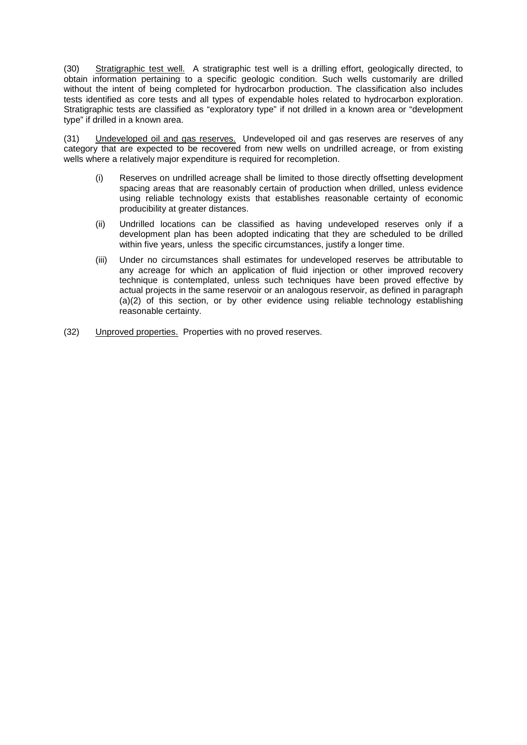(30) Stratigraphic test well. A stratigraphic test well is a drilling effort, geologically directed, to obtain information pertaining to a specific geologic condition. Such wells customarily are drilled without the intent of being completed for hydrocarbon production. The classification also includes tests identified as core tests and all types of expendable holes related to hydrocarbon exploration. Stratigraphic tests are classified as "exploratory type" if not drilled in a known area or "development type" if drilled in a known area.

(31) Undeveloped oil and gas reserves. Undeveloped oil and gas reserves are reserves of any category that are expected to be recovered from new wells on undrilled acreage, or from existing wells where a relatively major expenditure is required for recompletion.

- (i) Reserves on undrilled acreage shall be limited to those directly offsetting development spacing areas that are reasonably certain of production when drilled, unless evidence using reliable technology exists that establishes reasonable certainty of economic producibility at greater distances.
- (ii) Undrilled locations can be classified as having undeveloped reserves only if a development plan has been adopted indicating that they are scheduled to be drilled within five years, unless the specific circumstances, justify a longer time.
- (iii) Under no circumstances shall estimates for undeveloped reserves be attributable to any acreage for which an application of fluid injection or other improved recovery technique is contemplated, unless such techniques have been proved effective by actual projects in the same reservoir or an analogous reservoir, as defined in paragraph (a)(2) of this section, or by other evidence using reliable technology establishing reasonable certainty.

(32) Unproved properties. Properties with no proved reserves.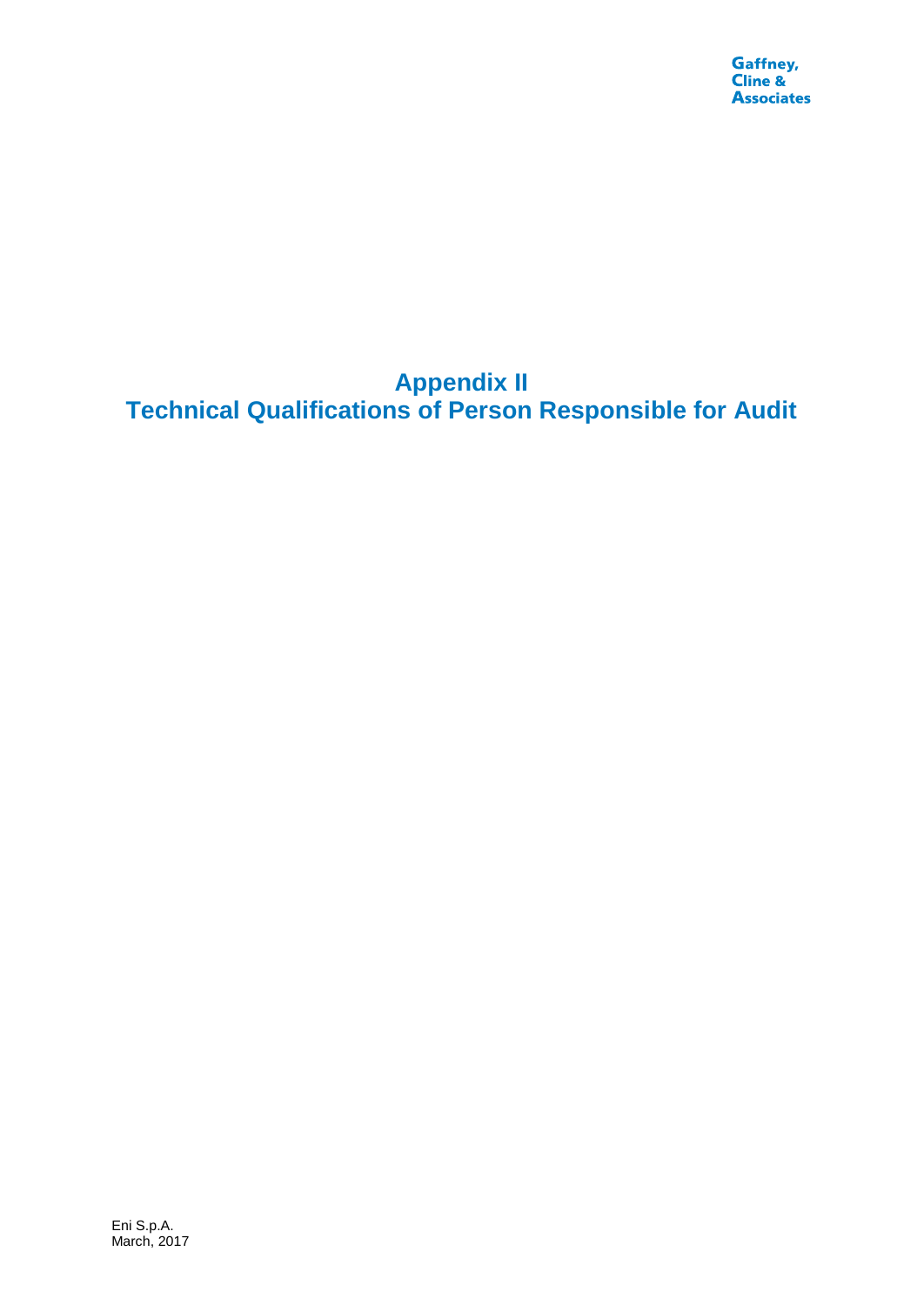# Appendix II
# Technical Qualifications of Person Responsible for Audit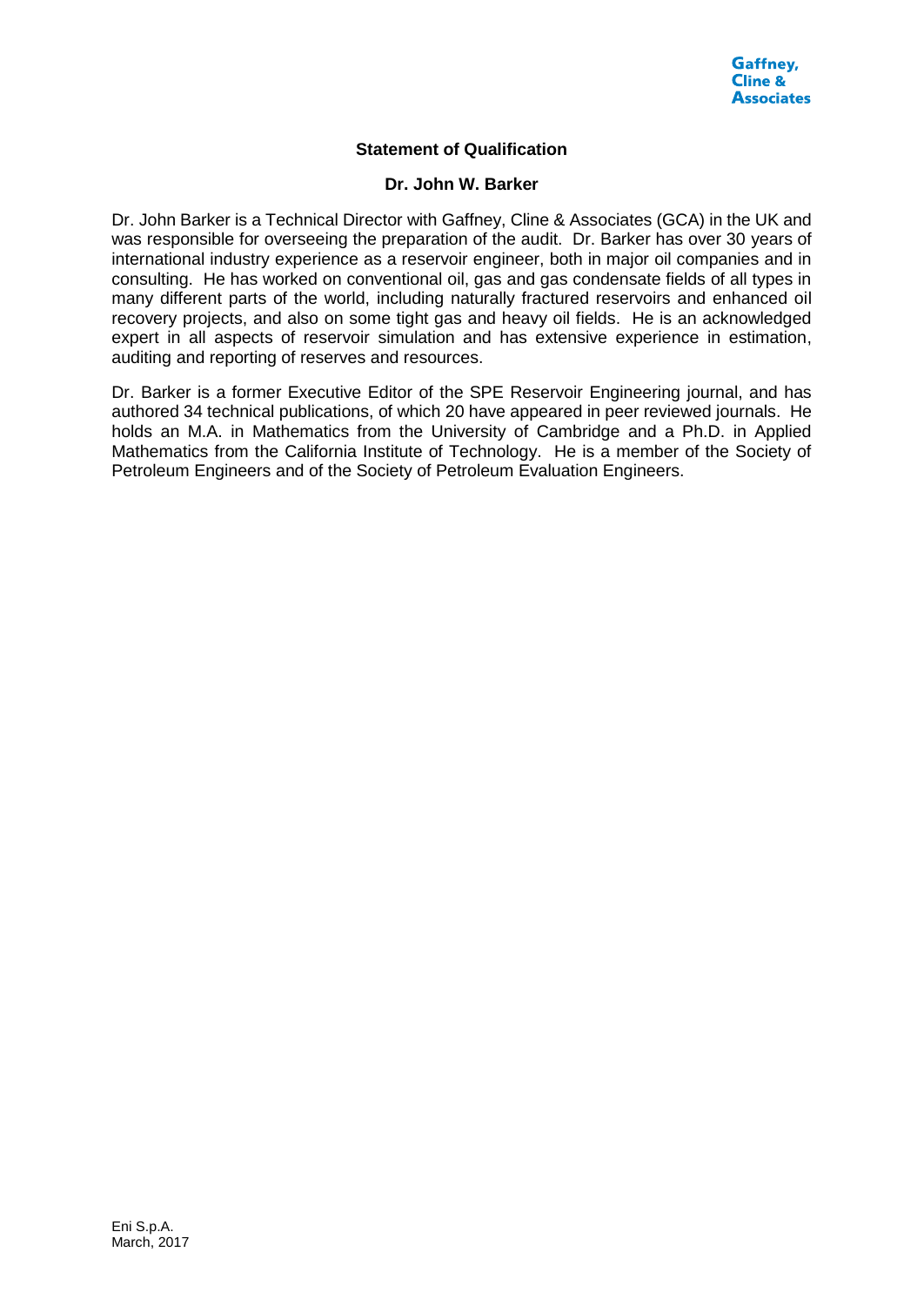## Statement of Qualification

### Dr. John W. Barker

Dr. John Barker is a Technical Director with Gaffney, Cline & Associates (GCA) in the UK and was responsible for overseeing the preparation of the audit. Dr. Barker has over 30 years of international industry experience as a reservoir engineer, both in major oil companies and in consulting. He has worked on conventional oil, gas and gas condensate fields of all types in many different parts of the world, including naturally fractured reservoirs and enhanced oil recovery projects, and also on some tight gas and heavy oil fields. He is an acknowledged expert in all aspects of reservoir simulation and has extensive experience in estimation, auditing and reporting of reserves and resources.

Dr. Barker is a former Executive Editor of the SPE Reservoir Engineering journal, and has authored 34 technical publications, of which 20 have appeared in peer reviewed journals. He holds an M.A. in Mathematics from the University of Cambridge and a Ph.D. in Applied Mathematics from the California Institute of Technology. He is a member of the Society of Petroleum Engineers and of the Society of Petroleum Evaluation Engineers.